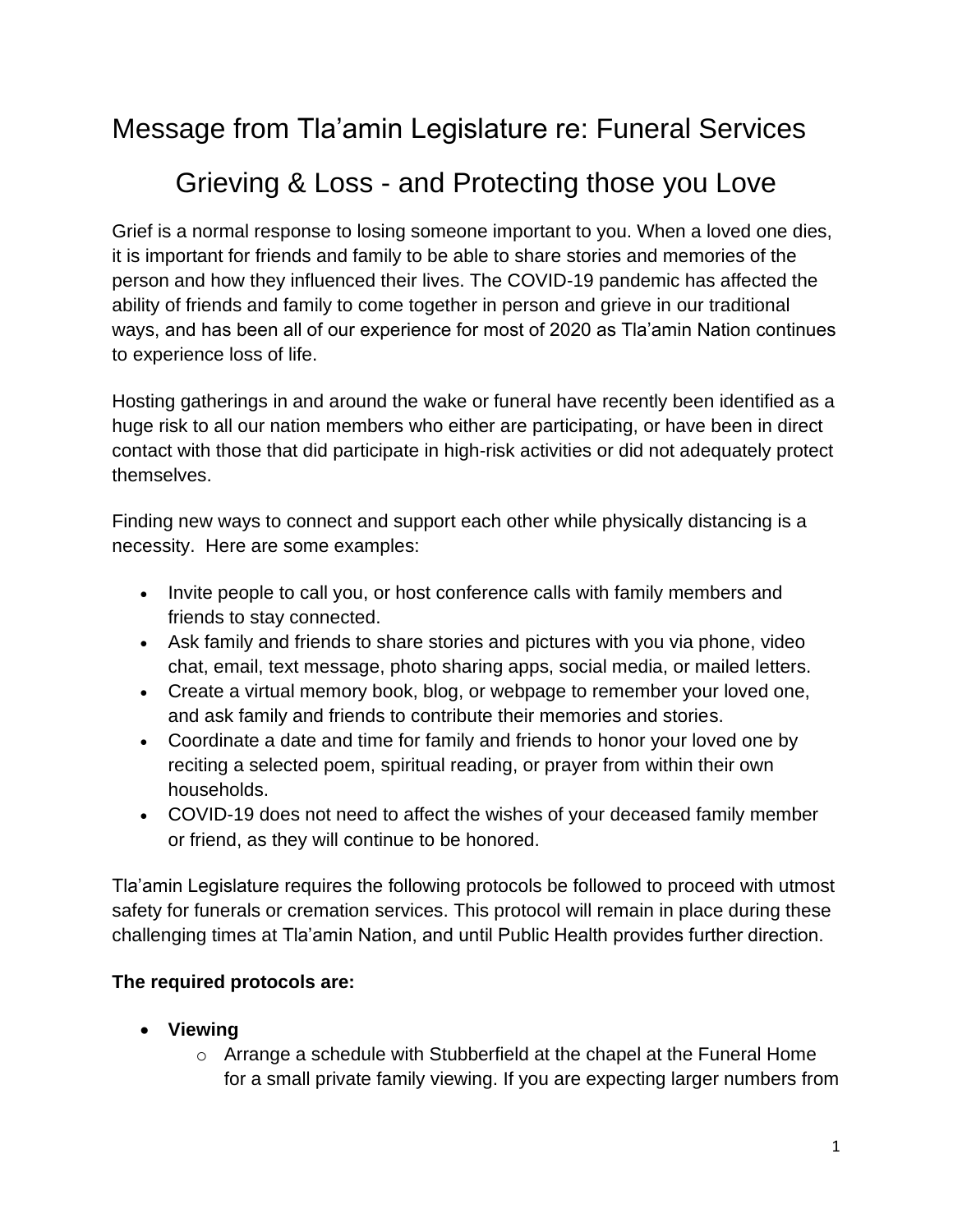# Message from Tla'amin Legislature re: Funeral Services

## Grieving & Loss - and Protecting those you Love

Grief is a normal response to losing someone important to you. When a loved one dies, it is important for friends and family to be able to share stories and memories of the person and how they influenced their lives. The COVID-19 pandemic has affected the ability of friends and family to come together in person and grieve in our traditional ways, and has been all of our experience for most of 2020 as Tla'amin Nation continues to experience loss of life.

Hosting gatherings in and around the wake or funeral have recently been identified as a huge risk to all our nation members who either are participating, or have been in direct contact with those that did participate in high-risk activities or did not adequately protect themselves.

Finding new ways to connect and support each other while physically distancing is a necessity. Here are some examples:

- Invite people to call you, or host conference calls with family members and friends to stay connected.
- Ask family and friends to share stories and pictures with you via phone, video chat, email, text message, photo sharing apps, social media, or mailed letters.
- Create a virtual memory book, blog, or webpage to remember your loved one, and ask family and friends to contribute their memories and stories.
- Coordinate a date and time for family and friends to honor your loved one by reciting a selected poem, spiritual reading, or prayer from within their own households.
- COVID-19 does not need to affect the wishes of your deceased family member or friend, as they will continue to be honored.

Tla'amin Legislature requires the following protocols be followed to proceed with utmost safety for funerals or cremation services. This protocol will remain in place during these challenging times at Tla'amin Nation, and until Public Health provides further direction.

**The required protocols are:**

- **Viewing**
  - Arrange a schedule with Stubberfield at the chapel at the Funeral Home for a small private family viewing. If you are expecting larger numbers from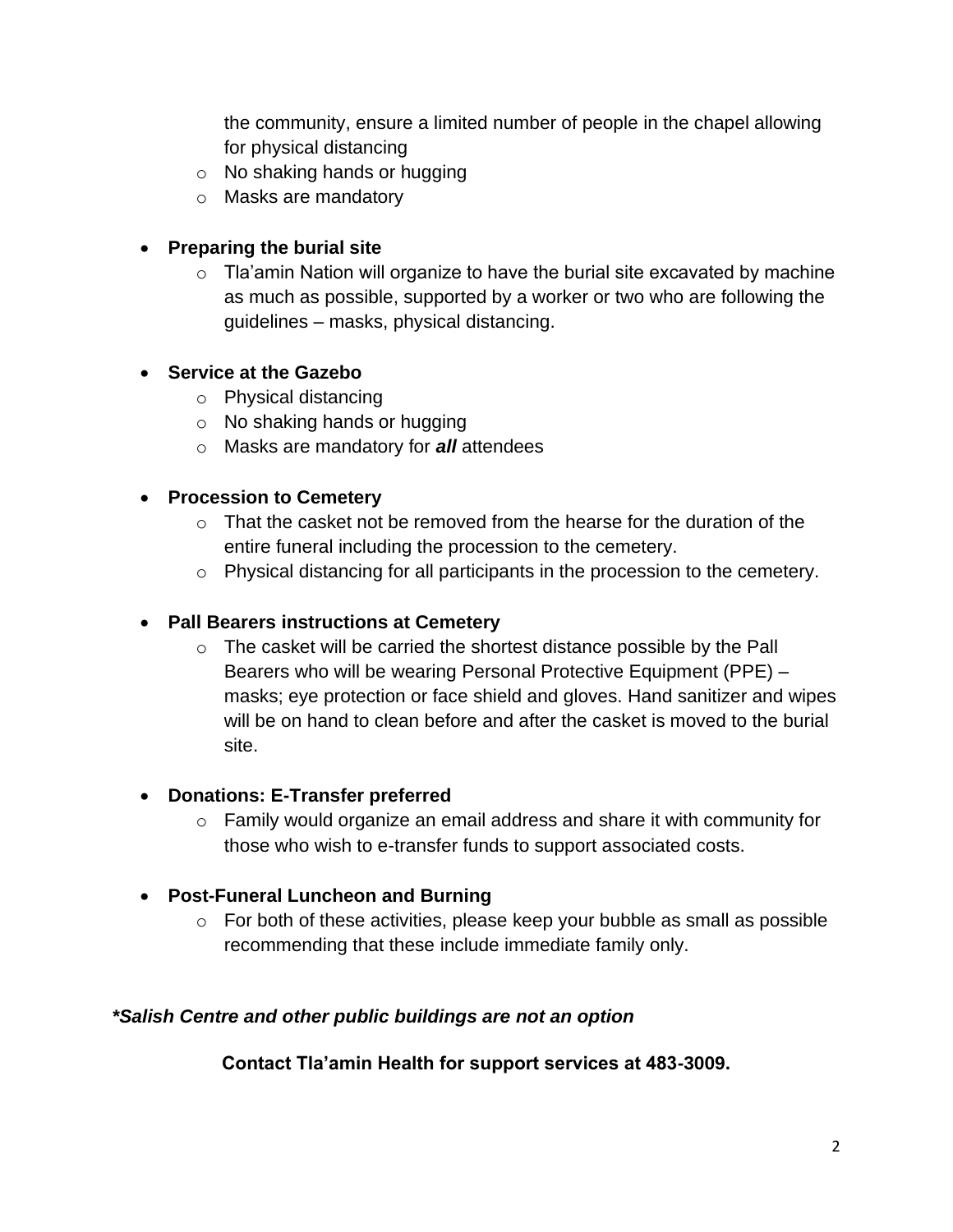the community, ensure a limited number of people in the chapel allowing for physical distancing
  - No shaking hands or hugging
  - Masks are mandatory

- **Preparing the burial site**
  - Tla'amin Nation will organize to have the burial site excavated by machine as much as possible, supported by a worker or two who are following the guidelines – masks, physical distancing.

- **Service at the Gazebo**
  - Physical distancing
  - No shaking hands or hugging
  - Masks are mandatory for ***all*** attendees

- **Procession to Cemetery**
  - That the casket not be removed from the hearse for the duration of the entire funeral including the procession to the cemetery.
  - Physical distancing for all participants in the procession to the cemetery.

- **Pall Bearers instructions at Cemetery**
  - The casket will be carried the shortest distance possible by the Pall Bearers who will be wearing Personal Protective Equipment (PPE) – masks; eye protection or face shield and gloves. Hand sanitizer and wipes will be on hand to clean before and after the casket is moved to the burial site.

- **Donations: E-Transfer preferred**
  - Family would organize an email address and share it with community for those who wish to e-transfer funds to support associated costs.

- **Post-Funeral Luncheon and Burning**
  - For both of these activities, please keep your bubble as small as possible recommending that these include immediate family only.

***Salish Centre and other public buildings are not an option***

**Contact Tla'amin Health for support services at 483-3009.**